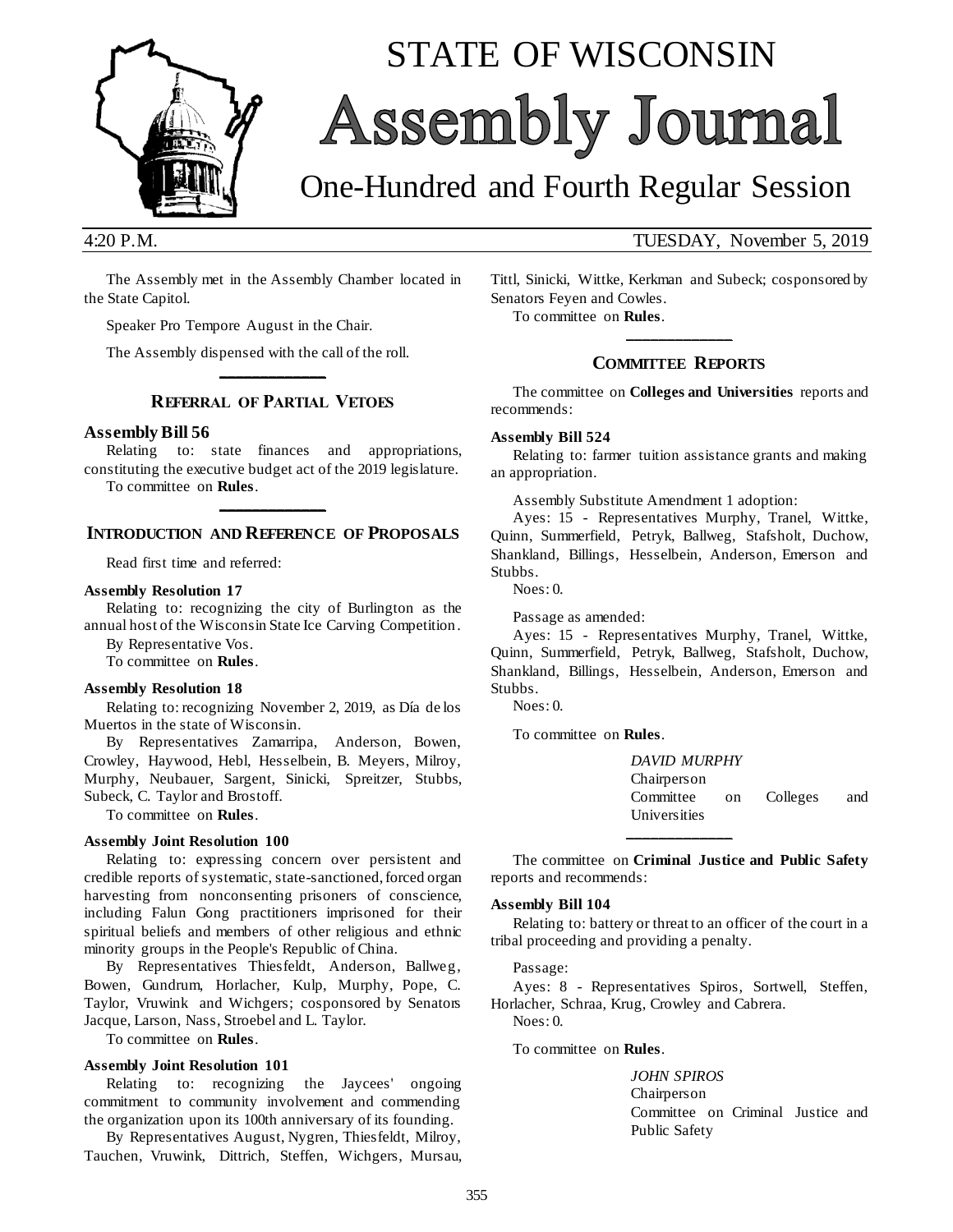# STATE OF WISCONSIN

# Assembly Journal

## One-Hundred and Fourth Regular Session

4:20 P.M. TUESDAY, November 5, 2019

The Assembly met in the Assembly Chamber located in the State Capitol.

Speaker Pro Tempore August in the Chair.

The Assembly dispensed with the call of the roll.

---

## REFERRAL OF PARTIAL VETOES

### Assembly Bill 56

Relating to: state finances and appropriations, constituting the executive budget act of the 2019 legislature.

To committee on **Rules**.

---

## INTRODUCTION AND REFERENCE OF PROPOSALS

Read first time and referred:

**Assembly Resolution 17**

Relating to: recognizing the city of Burlington as the annual host of the Wisconsin State Ice Carving Competition.

By Representative Vos.

To committee on **Rules**.

**Assembly Resolution 18**

Relating to: recognizing November 2, 2019, as Día de los Muertos in the state of Wisconsin.

By Representatives Zamarripa, Anderson, Bowen, Crowley, Haywood, Hebl, Hesselbein, B. Meyers, Milroy, Murphy, Neubauer, Sargent, Sinicki, Spreitzer, Stubbs, Subeck, C. Taylor and Brostoff.

To committee on **Rules**.

**Assembly Joint Resolution 100**

Relating to: expressing concern over persistent and credible reports of systematic, state-sanctioned, forced organ harvesting from nonconsenting prisoners of conscience, including Falun Gong practitioners imprisoned for their spiritual beliefs and members of other religious and ethnic minority groups in the People's Republic of China.

By Representatives Thiesfeldt, Anderson, Ballweg, Bowen, Gundrum, Horlacher, Kulp, Murphy, Pope, C. Taylor, Vruwink and Wichgers; cosponsored by Senators Jacque, Larson, Nass, Stroebel and L. Taylor.

To committee on **Rules**.

**Assembly Joint Resolution 101**

Relating to: recognizing the Jaycees' ongoing commitment to community involvement and commending the organization upon its 100th anniversary of its founding.

By Representatives August, Nygren, Thiesfeldt, Milroy, Tauchen, Vruwink, Dittrich, Steffen, Wichgers, Mursau, Tittl, Sinicki, Wittke, Kerkman and Subeck; cosponsored by Senators Feyen and Cowles.

To committee on **Rules**.

---

## COMMITTEE REPORTS

The committee on **Colleges and Universities** reports and recommends:

**Assembly Bill 524**

Relating to: farmer tuition assistance grants and making an appropriation.

Assembly Substitute Amendment 1 adoption:

Ayes: 15 - Representatives Murphy, Tranel, Wittke, Quinn, Summerfield, Petryk, Ballweg, Stafsholt, Duchow, Shankland, Billings, Hesselbein, Anderson, Emerson and Stubbs.

Noes: 0.

Passage as amended:

Ayes: 15 - Representatives Murphy, Tranel, Wittke, Quinn, Summerfield, Petryk, Ballweg, Stafsholt, Duchow, Shankland, Billings, Hesselbein, Anderson, Emerson and Stubbs.

Noes: 0.

To committee on **Rules**.

*DAVID MURPHY*
Chairperson
Committee on Colleges and Universities

---

The committee on **Criminal Justice and Public Safety** reports and recommends:

**Assembly Bill 104**

Relating to: battery or threat to an officer of the court in a tribal proceeding and providing a penalty.

Passage:

Ayes: 8 - Representatives Spiros, Sortwell, Steffen, Horlacher, Schraa, Krug, Crowley and Cabrera.

Noes: 0.

To committee on **Rules**.

*JOHN SPIROS*
Chairperson
Committee on Criminal Justice and Public Safety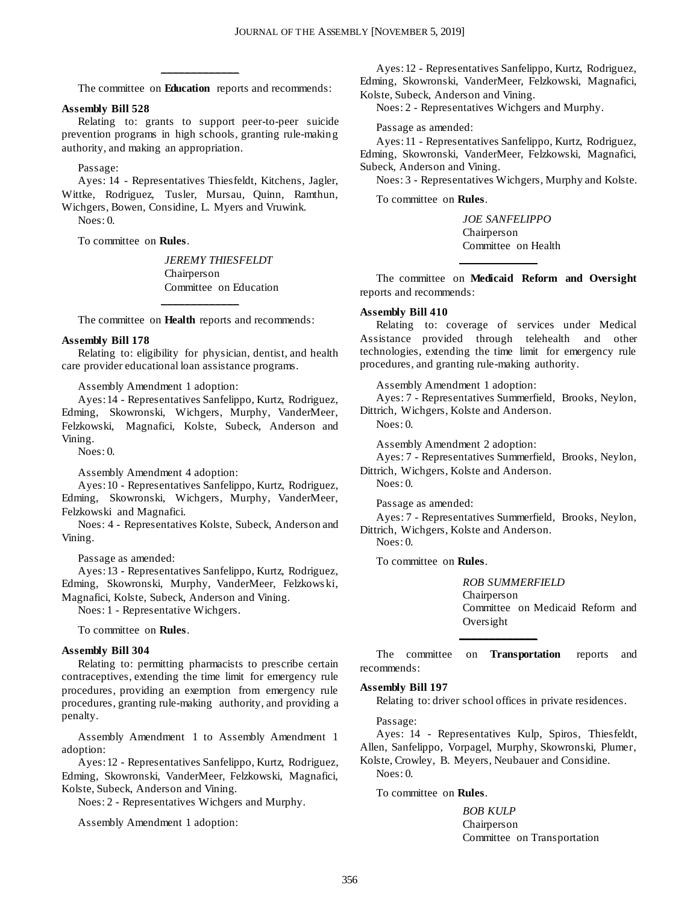---

The committee on **Education** reports and recommends:

**Assembly Bill 528**

Relating to: grants to support peer-to-peer suicide prevention programs in high schools, granting rule-making authority, and making an appropriation.

Passage:

Ayes: 14 - Representatives Thiesfeldt, Kitchens, Jagler, Wittke, Rodriguez, Tusler, Mursau, Quinn, Ramthun, Wichgers, Bowen, Considine, L. Myers and Vruwink.

Noes: 0.

To committee on **Rules**.

*JEREMY THIESFELDT*
Chairperson
Committee on Education

---

The committee on **Health** reports and recommends:

**Assembly Bill 178**

Relating to: eligibility for physician, dentist, and health care provider educational loan assistance programs.

Assembly Amendment 1 adoption:

Ayes: 14 - Representatives Sanfelippo, Kurtz, Rodriguez, Edming, Skowronski, Wichgers, Murphy, VanderMeer, Felzkowski, Magnafici, Kolste, Subeck, Anderson and Vining.

Noes: 0.

Assembly Amendment 4 adoption:

Ayes: 10 - Representatives Sanfelippo, Kurtz, Rodriguez, Edming, Skowronski, Wichgers, Murphy, VanderMeer, Felzkowski and Magnafici.

Noes: 4 - Representatives Kolste, Subeck, Anderson and Vining.

Passage as amended:

Ayes: 13 - Representatives Sanfelippo, Kurtz, Rodriguez, Edming, Skowronski, Murphy, VanderMeer, Felzkowski, Magnafici, Kolste, Subeck, Anderson and Vining.

Noes: 1 - Representative Wichgers.

To committee on **Rules**.

**Assembly Bill 304**

Relating to: permitting pharmacists to prescribe certain contraceptives, extending the time limit for emergency rule procedures, providing an exemption from emergency rule procedures, granting rule-making authority, and providing a penalty.

Assembly Amendment 1 to Assembly Amendment 1 adoption:

Ayes: 12 - Representatives Sanfelippo, Kurtz, Rodriguez, Edming, Skowronski, VanderMeer, Felzkowski, Magnafici, Kolste, Subeck, Anderson and Vining.

Noes: 2 - Representatives Wichgers and Murphy.

Assembly Amendment 1 adoption:

Ayes: 12 - Representatives Sanfelippo, Kurtz, Rodriguez, Edming, Skowronski, VanderMeer, Felzkowski, Magnafici, Kolste, Subeck, Anderson and Vining.

Noes: 2 - Representatives Wichgers and Murphy.

Passage as amended:

Ayes: 11 - Representatives Sanfelippo, Kurtz, Rodriguez, Edming, Skowronski, VanderMeer, Felzkowski, Magnafici, Subeck, Anderson and Vining.

Noes: 3 - Representatives Wichgers, Murphy and Kolste.

To committee on **Rules**.

*JOE SANFELIPPO*
Chairperson
Committee on Health

---

The committee on **Medicaid Reform and Oversight** reports and recommends:

**Assembly Bill 410**

Relating to: coverage of services under Medical Assistance provided through telehealth and other technologies, extending the time limit for emergency rule procedures, and granting rule-making authority.

Assembly Amendment 1 adoption:

Ayes: 7 - Representatives Summerfield, Brooks, Neylon, Dittrich, Wichgers, Kolste and Anderson.

Noes: 0.

Assembly Amendment 2 adoption:

Ayes: 7 - Representatives Summerfield, Brooks, Neylon, Dittrich, Wichgers, Kolste and Anderson.

Noes: 0.

Passage as amended:

Ayes: 7 - Representatives Summerfield, Brooks, Neylon, Dittrich, Wichgers, Kolste and Anderson.

Noes: 0.

To committee on **Rules**.

*ROB SUMMERFIELD*
Chairperson
Committee on Medicaid Reform and Oversight

---

The committee on **Transportation** reports and recommends:

**Assembly Bill 197**

Relating to: driver school offices in private residences.

Passage:

Ayes: 14 - Representatives Kulp, Spiros, Thiesfeldt, Allen, Sanfelippo, Vorpagel, Murphy, Skowronski, Plumer, Kolste, Crowley, B. Meyers, Neubauer and Considine.

Noes: 0.

To committee on **Rules**.

*BOB KULP*
Chairperson
Committee on Transportation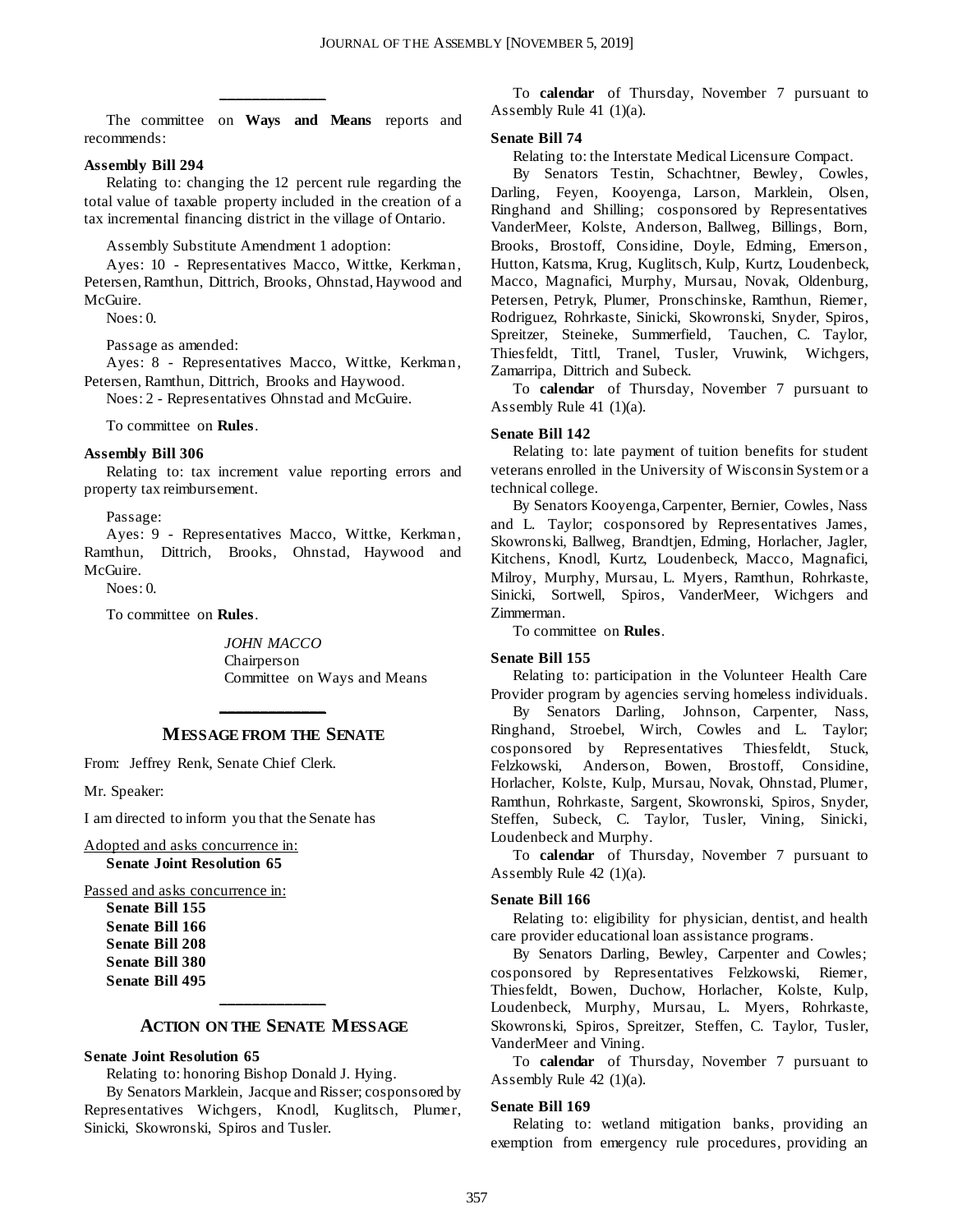The committee on **Ways and Means** reports and recommends:

**Assembly Bill 294**

Relating to: changing the 12 percent rule regarding the total value of taxable property included in the creation of a tax incremental financing district in the village of Ontario.

Assembly Substitute Amendment 1 adoption:

Ayes: 10 - Representatives Macco, Wittke, Kerkman, Petersen, Ramthun, Dittrich, Brooks, Ohnstad, Haywood and McGuire.

Noes: 0.

Passage as amended:

Ayes: 8 - Representatives Macco, Wittke, Kerkman, Petersen, Ramthun, Dittrich, Brooks and Haywood.

Noes: 2 - Representatives Ohnstad and McGuire.

To committee on **Rules**.

**Assembly Bill 306**

Relating to: tax increment value reporting errors and property tax reimbursement.

Passage:

Ayes: 9 - Representatives Macco, Wittke, Kerkman, Ramthun, Dittrich, Brooks, Ohnstad, Haywood and McGuire.

Noes: 0.

To committee on **Rules**.

*JOHN MACCO*
Chairperson
Committee on Ways and Means

## MESSAGE FROM THE SENATE

From: Jeffrey Renk, Senate Chief Clerk.

Mr. Speaker:

I am directed to inform you that the Senate has

Adopted and asks concurrence in:

**Senate Joint Resolution 65**

Passed and asks concurrence in:

**Senate Bill 155**
**Senate Bill 166**
**Senate Bill 208**
**Senate Bill 380**
**Senate Bill 495**

## ACTION ON THE SENATE MESSAGE

**Senate Joint Resolution 65**

Relating to: honoring Bishop Donald J. Hying.

By Senators Marklein, Jacque and Risser; cosponsored by Representatives Wichgers, Knodl, Kuglitsch, Plumer, Sinicki, Skowronski, Spiros and Tusler.

To **calendar** of Thursday, November 7 pursuant to Assembly Rule 41 (1)(a).

**Senate Bill 74**

Relating to: the Interstate Medical Licensure Compact.

By Senators Testin, Schachtner, Bewley, Cowles, Darling, Feyen, Kooyenga, Larson, Marklein, Olsen, Ringhand and Shilling; cosponsored by Representatives VanderMeer, Kolste, Anderson, Ballweg, Billings, Born, Brooks, Brostoff, Considine, Doyle, Edming, Emerson, Hutton, Katsma, Krug, Kuglitsch, Kulp, Kurtz, Loudenbeck, Macco, Magnafici, Murphy, Mursau, Novak, Oldenburg, Petersen, Petryk, Plumer, Pronschinske, Ramthun, Riemer, Rodriguez, Rohrkaste, Sinicki, Skowronski, Snyder, Spiros, Spreitzer, Steineke, Summerfield, Tauchen, C. Taylor, Thiesfeldt, Tittl, Tranel, Tusler, Vruwink, Wichgers, Zamarripa, Dittrich and Subeck.

To **calendar** of Thursday, November 7 pursuant to Assembly Rule 41 (1)(a).

**Senate Bill 142**

Relating to: late payment of tuition benefits for student veterans enrolled in the University of Wisconsin System or a technical college.

By Senators Kooyenga, Carpenter, Bernier, Cowles, Nass and L. Taylor; cosponsored by Representatives James, Skowronski, Ballweg, Brandtjen, Edming, Horlacher, Jagler, Kitchens, Knodl, Kurtz, Loudenbeck, Macco, Magnafici, Milroy, Murphy, Mursau, L. Myers, Ramthun, Rohrkaste, Sinicki, Sortwell, Spiros, VanderMeer, Wichgers and Zimmerman.

To committee on **Rules**.

**Senate Bill 155**

Relating to: participation in the Volunteer Health Care Provider program by agencies serving homeless individuals.

By Senators Darling, Johnson, Carpenter, Nass, Ringhand, Stroebel, Wirch, Cowles and L. Taylor; cosponsored by Representatives Thiesfeldt, Stuck, Felzkowski, Anderson, Bowen, Brostoff, Considine, Horlacher, Kolste, Kulp, Mursau, Novak, Ohnstad, Plumer, Ramthun, Rohrkaste, Sargent, Skowronski, Spiros, Snyder, Steffen, Subeck, C. Taylor, Tusler, Vining, Sinicki, Loudenbeck and Murphy.

To **calendar** of Thursday, November 7 pursuant to Assembly Rule 42 (1)(a).

**Senate Bill 166**

Relating to: eligibility for physician, dentist, and health care provider educational loan assistance programs.

By Senators Darling, Bewley, Carpenter and Cowles; cosponsored by Representatives Felzkowski, Riemer, Thiesfeldt, Bowen, Duchow, Horlacher, Kolste, Kulp, Loudenbeck, Murphy, Mursau, L. Myers, Rohrkaste, Skowronski, Spiros, Spreitzer, Steffen, C. Taylor, Tusler, VanderMeer and Vining.

To **calendar** of Thursday, November 7 pursuant to Assembly Rule 42 (1)(a).

**Senate Bill 169**

Relating to: wetland mitigation banks, providing an exemption from emergency rule procedures, providing an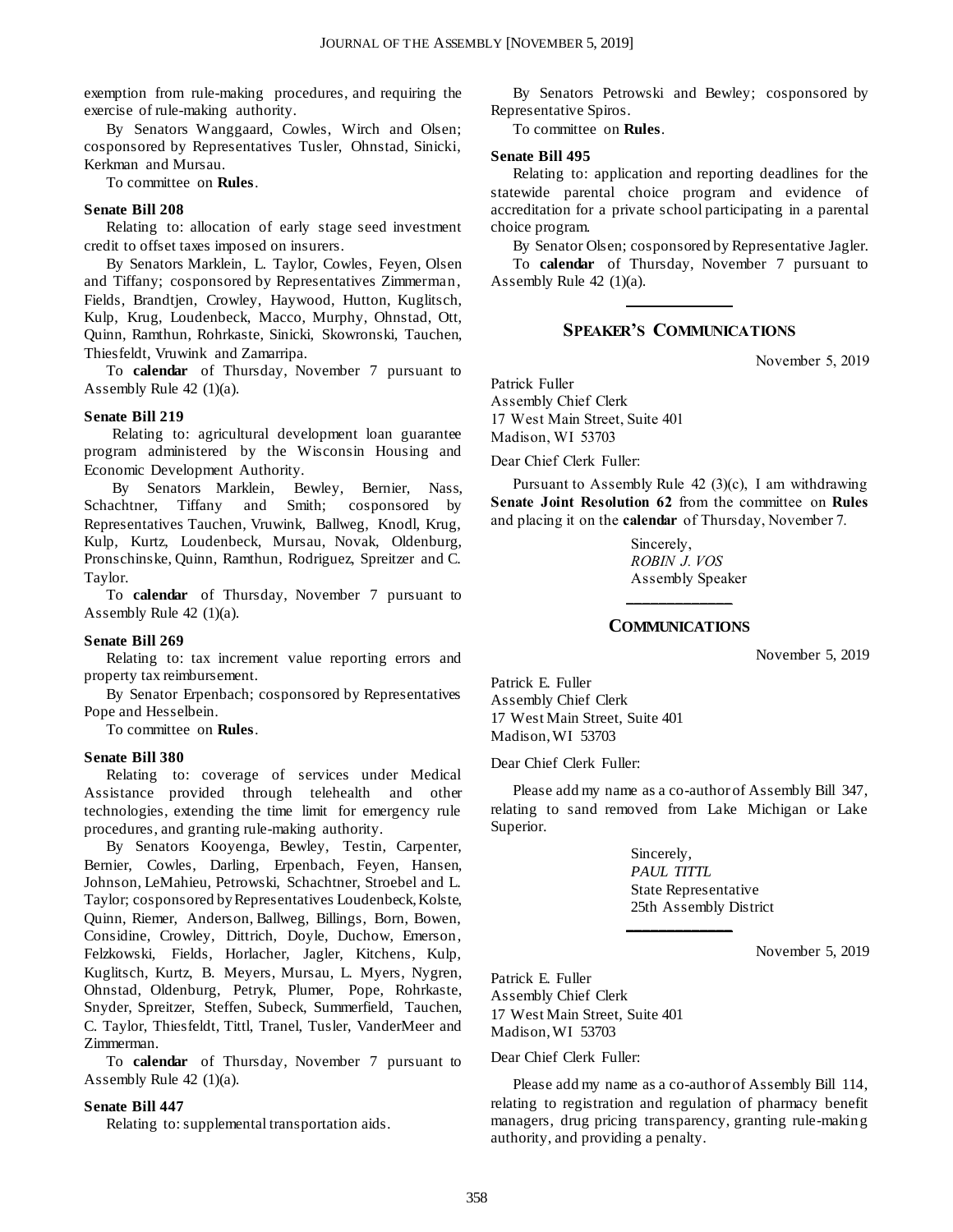exemption from rule-making procedures, and requiring the exercise of rule-making authority.

By Senators Wanggaard, Cowles, Wirch and Olsen; cosponsored by Representatives Tusler, Ohnstad, Sinicki, Kerkman and Mursau.

To committee on **Rules**.

**Senate Bill 208**

Relating to: allocation of early stage seed investment credit to offset taxes imposed on insurers.

By Senators Marklein, L. Taylor, Cowles, Feyen, Olsen and Tiffany; cosponsored by Representatives Zimmerman, Fields, Brandtjen, Crowley, Haywood, Hutton, Kuglitsch, Kulp, Krug, Loudenbeck, Macco, Murphy, Ohnstad, Ott, Quinn, Ramthun, Rohrkaste, Sinicki, Skowronski, Tauchen, Thiesfeldt, Vruwink and Zamarripa.

To **calendar** of Thursday, November 7 pursuant to Assembly Rule 42 (1)(a).

**Senate Bill 219**

Relating to: agricultural development loan guarantee program administered by the Wisconsin Housing and Economic Development Authority.

By Senators Marklein, Bewley, Bernier, Nass, Schachtner, Tiffany and Smith; cosponsored by Representatives Tauchen, Vruwink, Ballweg, Knodl, Krug, Kulp, Kurtz, Loudenbeck, Mursau, Novak, Oldenburg, Pronschinske, Quinn, Ramthun, Rodriguez, Spreitzer and C. Taylor.

To **calendar** of Thursday, November 7 pursuant to Assembly Rule 42 (1)(a).

**Senate Bill 269**

Relating to: tax increment value reporting errors and property tax reimbursement.

By Senator Erpenbach; cosponsored by Representatives Pope and Hesselbein.

To committee on **Rules**.

**Senate Bill 380**

Relating to: coverage of services under Medical Assistance provided through telehealth and other technologies, extending the time limit for emergency rule procedures, and granting rule-making authority.

By Senators Kooyenga, Bewley, Testin, Carpenter, Bernier, Cowles, Darling, Erpenbach, Feyen, Hansen, Johnson, LeMahieu, Petrowski, Schachtner, Stroebel and L. Taylor; cosponsored by Representatives Loudenbeck, Kolste, Quinn, Riemer, Anderson, Ballweg, Billings, Born, Bowen, Considine, Crowley, Dittrich, Doyle, Duchow, Emerson, Felzkowski, Fields, Horlacher, Jagler, Kitchens, Kulp, Kuglitsch, Kurtz, B. Meyers, Mursau, L. Myers, Nygren, Ohnstad, Oldenburg, Petryk, Plumer, Pope, Rohrkaste, Snyder, Spreitzer, Steffen, Subeck, Summerfield, Tauchen, C. Taylor, Thiesfeldt, Tittl, Tranel, Tusler, VanderMeer and Zimmerman.

To **calendar** of Thursday, November 7 pursuant to Assembly Rule 42 (1)(a).

**Senate Bill 447**

Relating to: supplemental transportation aids.

By Senators Petrowski and Bewley; cosponsored by Representative Spiros.

To committee on **Rules**.

**Senate Bill 495**

Relating to: application and reporting deadlines for the statewide parental choice program and evidence of accreditation for a private school participating in a parental choice program.

By Senator Olsen; cosponsored by Representative Jagler.

To **calendar** of Thursday, November 7 pursuant to Assembly Rule 42 (1)(a).

## SPEAKER'S COMMUNICATIONS

November 5, 2019

Patrick Fuller
Assembly Chief Clerk
17 West Main Street, Suite 401
Madison, WI 53703

Dear Chief Clerk Fuller:

Pursuant to Assembly Rule 42 (3)(c), I am withdrawing **Senate Joint Resolution 62** from the committee on **Rules** and placing it on the **calendar** of Thursday, November 7.

Sincerely,
*ROBIN J. VOS*
Assembly Speaker

## COMMUNICATIONS

November 5, 2019

Patrick E. Fuller
Assembly Chief Clerk
17 West Main Street, Suite 401
Madison, WI 53703

Dear Chief Clerk Fuller:

Please add my name as a co-author of Assembly Bill 347, relating to sand removed from Lake Michigan or Lake Superior.

Sincerely,
*PAUL TITTL*
State Representative
25th Assembly District

November 5, 2019

Patrick E. Fuller
Assembly Chief Clerk
17 West Main Street, Suite 401
Madison, WI 53703

Dear Chief Clerk Fuller:

Please add my name as a co-author of Assembly Bill 114, relating to registration and regulation of pharmacy benefit managers, drug pricing transparency, granting rule-making authority, and providing a penalty.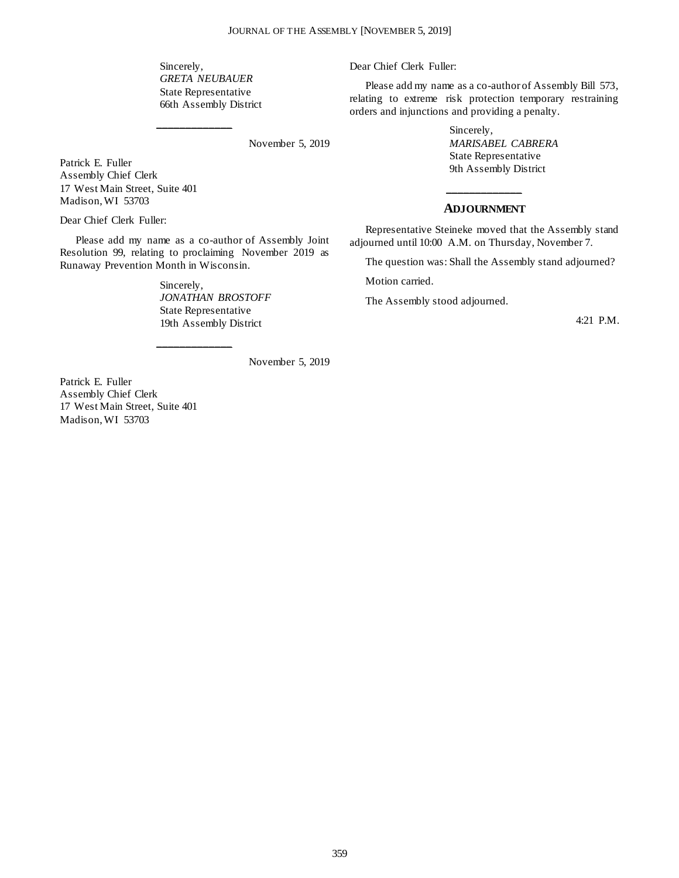Sincerely,
*GRETA NEUBAUER*
State Representative
66th Assembly District

---

November 5, 2019

Patrick E. Fuller
Assembly Chief Clerk
17 West Main Street, Suite 401
Madison, WI 53703

Dear Chief Clerk Fuller:

Please add my name as a co-author of Assembly Joint Resolution 99, relating to proclaiming November 2019 as Runaway Prevention Month in Wisconsin.

Sincerely,
*JONATHAN BROSTOFF*
State Representative
19th Assembly District

---

November 5, 2019

Patrick E. Fuller
Assembly Chief Clerk
17 West Main Street, Suite 401
Madison, WI 53703

Dear Chief Clerk Fuller:

Please add my name as a co-author of Assembly Bill 573, relating to extreme risk protection temporary restraining orders and injunctions and providing a penalty.

Sincerely,
*MARISABEL CABRERA*
State Representative
9th Assembly District

---

## ADJOURNMENT

Representative Steineke moved that the Assembly stand adjourned until 10:00 A.M. on Thursday, November 7.

The question was: Shall the Assembly stand adjourned?

Motion carried.

The Assembly stood adjourned.

4:21 P.M.